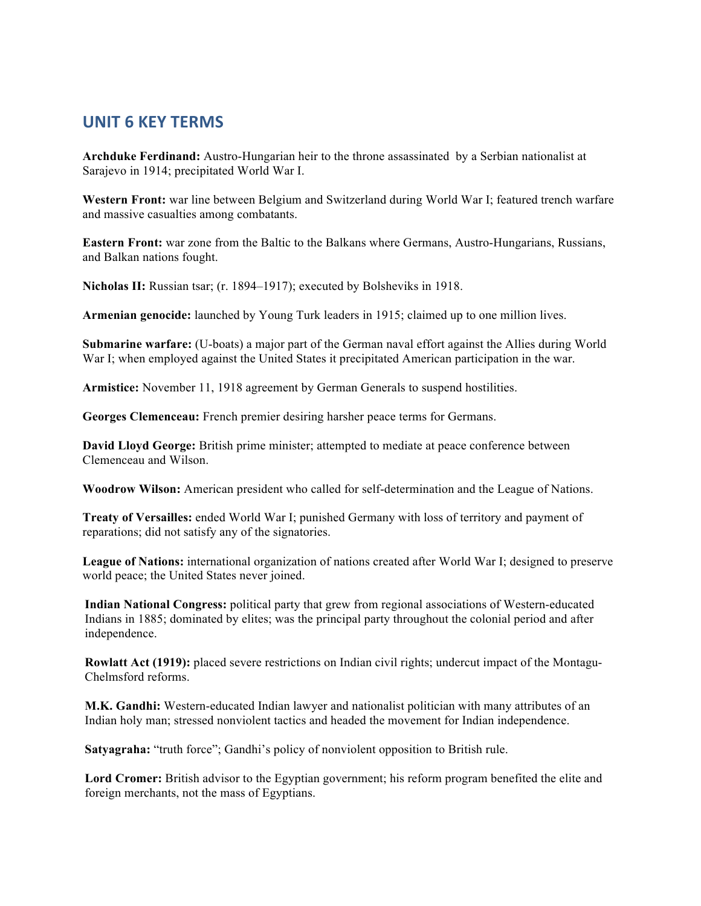## UNIT 6 KEY TERMS

**Archduke Ferdinand:** Austro-Hungarian heir to the throne assassinated by a Serbian nationalist at Sarajevo in 1914; precipitated World War I.

**Western Front:** war line between Belgium and Switzerland during World War I; featured trench warfare and massive casualties among combatants.

**Eastern Front:** war zone from the Baltic to the Balkans where Germans, Austro-Hungarians, Russians, and Balkan nations fought.

**Nicholas II:** Russian tsar; (r. 1894–1917); executed by Bolsheviks in 1918.

**Armenian genocide:** launched by Young Turk leaders in 1915; claimed up to one million lives.

**Submarine warfare:** (U-boats) a major part of the German naval effort against the Allies during World War I; when employed against the United States it precipitated American participation in the war.

**Armistice:** November 11, 1918 agreement by German Generals to suspend hostilities.

**Georges Clemenceau:** French premier desiring harsher peace terms for Germans.

**David Lloyd George:** British prime minister; attempted to mediate at peace conference between Clemenceau and Wilson.

**Woodrow Wilson:** American president who called for self-determination and the League of Nations.

**Treaty of Versailles:** ended World War I; punished Germany with loss of territory and payment of reparations; did not satisfy any of the signatories.

**League of Nations:** international organization of nations created after World War I; designed to preserve world peace; the United States never joined.

**Indian National Congress:** political party that grew from regional associations of Western-educated Indians in 1885; dominated by elites; was the principal party throughout the colonial period and after independence.

**Rowlatt Act (1919):** placed severe restrictions on Indian civil rights; undercut impact of the Montagu-Chelmsford reforms.

**M.K. Gandhi:** Western-educated Indian lawyer and nationalist politician with many attributes of an Indian holy man; stressed nonviolent tactics and headed the movement for Indian independence.

**Satyagraha:** "truth force"; Gandhi's policy of nonviolent opposition to British rule.

**Lord Cromer:** British advisor to the Egyptian government; his reform program benefited the elite and foreign merchants, not the mass of Egyptians.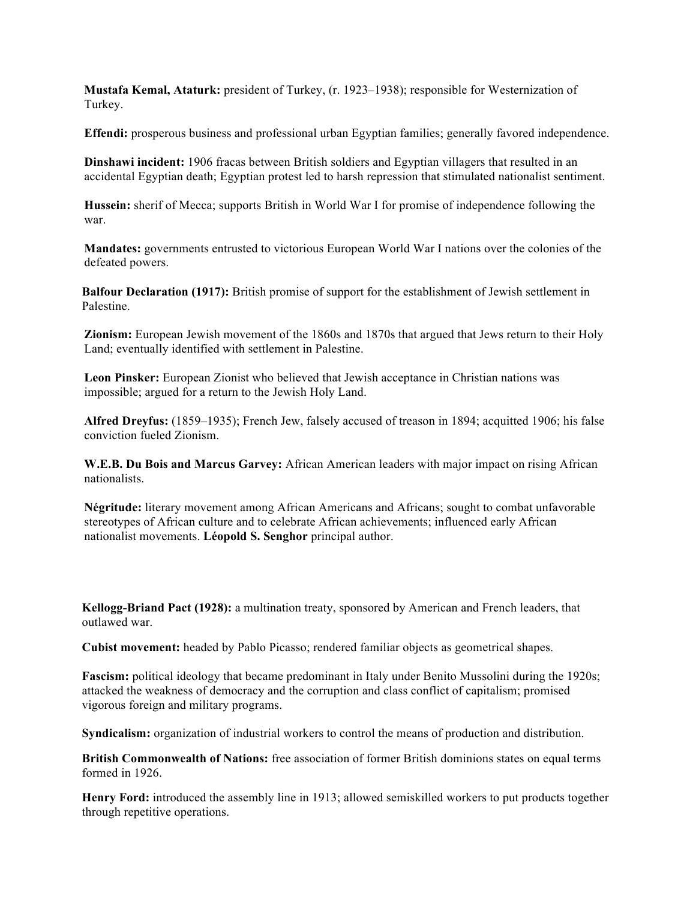**Mustafa Kemal, Ataturk:** president of Turkey, (r. 1923–1938); responsible for Westernization of Turkey.

**Effendi:** prosperous business and professional urban Egyptian families; generally favored independence.

**Dinshawi incident:** 1906 fracas between British soldiers and Egyptian villagers that resulted in an accidental Egyptian death; Egyptian protest led to harsh repression that stimulated nationalist sentiment.

**Hussein:** sherif of Mecca; supports British in World War I for promise of independence following the war.

**Mandates:** governments entrusted to victorious European World War I nations over the colonies of the defeated powers.

**Balfour Declaration (1917):** British promise of support for the establishment of Jewish settlement in Palestine.

**Zionism:** European Jewish movement of the 1860s and 1870s that argued that Jews return to their Holy Land; eventually identified with settlement in Palestine.

**Leon Pinsker:** European Zionist who believed that Jewish acceptance in Christian nations was impossible; argued for a return to the Jewish Holy Land.

**Alfred Dreyfus:** (1859–1935); French Jew, falsely accused of treason in 1894; acquitted 1906; his false conviction fueled Zionism.

**W.E.B. Du Bois and Marcus Garvey:** African American leaders with major impact on rising African nationalists.

**Négritude:** literary movement among African Americans and Africans; sought to combat unfavorable stereotypes of African culture and to celebrate African achievements; influenced early African nationalist movements. **Léopold S. Senghor** principal author.

**Kellogg-Briand Pact (1928):** a multination treaty, sponsored by American and French leaders, that outlawed war.

**Cubist movement:** headed by Pablo Picasso; rendered familiar objects as geometrical shapes.

**Fascism:** political ideology that became predominant in Italy under Benito Mussolini during the 1920s; attacked the weakness of democracy and the corruption and class conflict of capitalism; promised vigorous foreign and military programs.

**Syndicalism:** organization of industrial workers to control the means of production and distribution.

**British Commonwealth of Nations:** free association of former British dominions states on equal terms formed in 1926.

**Henry Ford:** introduced the assembly line in 1913; allowed semiskilled workers to put products together through repetitive operations.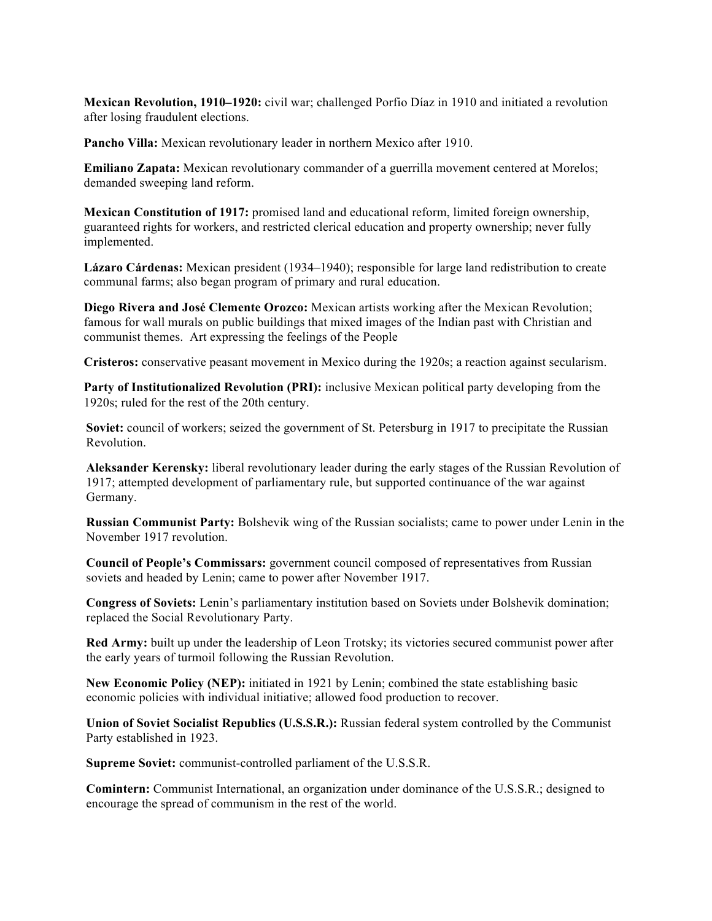**Mexican Revolution, 1910–1920:** civil war; challenged Porfio Díaz in 1910 and initiated a revolution after losing fraudulent elections.

**Pancho Villa:** Mexican revolutionary leader in northern Mexico after 1910.

**Emiliano Zapata:** Mexican revolutionary commander of a guerrilla movement centered at Morelos; demanded sweeping land reform.

**Mexican Constitution of 1917:** promised land and educational reform, limited foreign ownership, guaranteed rights for workers, and restricted clerical education and property ownership; never fully implemented.

**Lázaro Cárdenas:** Mexican president (1934–1940); responsible for large land redistribution to create communal farms; also began program of primary and rural education.

**Diego Rivera and José Clemente Orozco:** Mexican artists working after the Mexican Revolution; famous for wall murals on public buildings that mixed images of the Indian past with Christian and communist themes. Art expressing the feelings of the People

**Cristeros:** conservative peasant movement in Mexico during the 1920s; a reaction against secularism.

**Party of Institutionalized Revolution (PRI):** inclusive Mexican political party developing from the 1920s; ruled for the rest of the 20th century.

**Soviet:** council of workers; seized the government of St. Petersburg in 1917 to precipitate the Russian Revolution.

**Aleksander Kerensky:** liberal revolutionary leader during the early stages of the Russian Revolution of 1917; attempted development of parliamentary rule, but supported continuance of the war against Germany.

**Russian Communist Party:** Bolshevik wing of the Russian socialists; came to power under Lenin in the November 1917 revolution.

**Council of People's Commissars:** government council composed of representatives from Russian soviets and headed by Lenin; came to power after November 1917.

**Congress of Soviets:** Lenin's parliamentary institution based on Soviets under Bolshevik domination; replaced the Social Revolutionary Party.

**Red Army:** built up under the leadership of Leon Trotsky; its victories secured communist power after the early years of turmoil following the Russian Revolution.

**New Economic Policy (NEP):** initiated in 1921 by Lenin; combined the state establishing basic economic policies with individual initiative; allowed food production to recover.

**Union of Soviet Socialist Republics (U.S.S.R.):** Russian federal system controlled by the Communist Party established in 1923.

**Supreme Soviet:** communist-controlled parliament of the U.S.S.R.

**Comintern:** Communist International, an organization under dominance of the U.S.S.R.; designed to encourage the spread of communism in the rest of the world.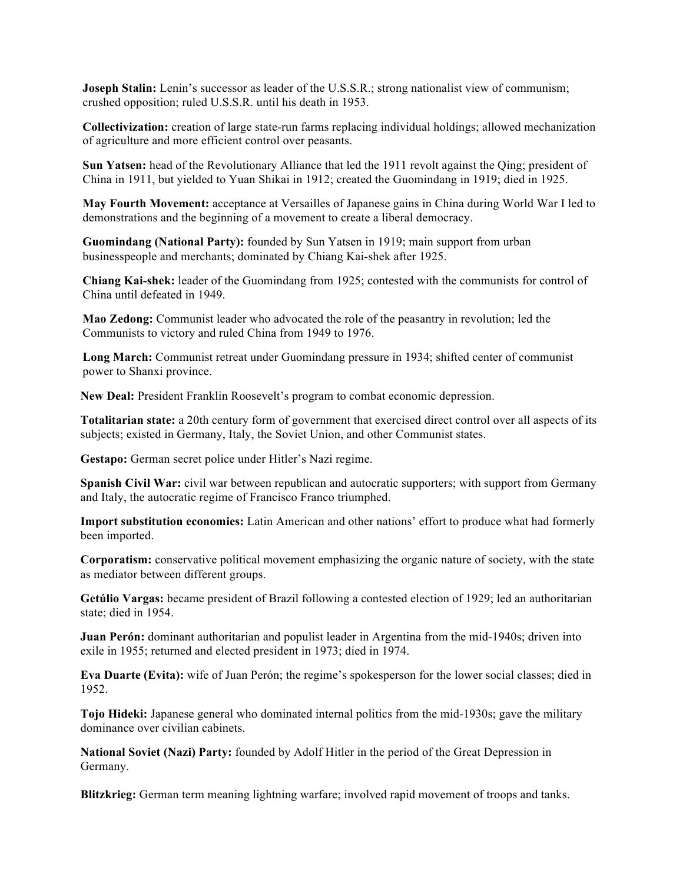**Joseph Stalin:** Lenin's successor as leader of the U.S.S.R.; strong nationalist view of communism; crushed opposition; ruled U.S.S.R. until his death in 1953.

**Collectivization:** creation of large state-run farms replacing individual holdings; allowed mechanization of agriculture and more efficient control over peasants.

**Sun Yatsen:** head of the Revolutionary Alliance that led the 1911 revolt against the Qing; president of China in 1911, but yielded to Yuan Shikai in 1912; created the Guomindang in 1919; died in 1925.

**May Fourth Movement:** acceptance at Versailles of Japanese gains in China during World War I led to demonstrations and the beginning of a movement to create a liberal democracy.

**Guomindang (National Party):** founded by Sun Yatsen in 1919; main support from urban businesspeople and merchants; dominated by Chiang Kai-shek after 1925.

**Chiang Kai-shek:** leader of the Guomindang from 1925; contested with the communists for control of China until defeated in 1949.

**Mao Zedong:** Communist leader who advocated the role of the peasantry in revolution; led the Communists to victory and ruled China from 1949 to 1976.

**Long March:** Communist retreat under Guomindang pressure in 1934; shifted center of communist power to Shanxi province.

**New Deal:** President Franklin Roosevelt's program to combat economic depression.

**Totalitarian state:** a 20th century form of government that exercised direct control over all aspects of its subjects; existed in Germany, Italy, the Soviet Union, and other Communist states.

**Gestapo:** German secret police under Hitler's Nazi regime.

**Spanish Civil War:** civil war between republican and autocratic supporters; with support from Germany and Italy, the autocratic regime of Francisco Franco triumphed.

**Import substitution economies:** Latin American and other nations' effort to produce what had formerly been imported.

**Corporatism:** conservative political movement emphasizing the organic nature of society, with the state as mediator between different groups.

**Getúlio Vargas:** became president of Brazil following a contested election of 1929; led an authoritarian state; died in 1954.

**Juan Perón:** dominant authoritarian and populist leader in Argentina from the mid-1940s; driven into exile in 1955; returned and elected president in 1973; died in 1974.

**Eva Duarte (Evita):** wife of Juan Perón; the regime's spokesperson for the lower social classes; died in 1952.

**Tojo Hideki:** Japanese general who dominated internal politics from the mid-1930s; gave the military dominance over civilian cabinets.

**National Soviet (Nazi) Party:** founded by Adolf Hitler in the period of the Great Depression in Germany.

**Blitzkrieg:** German term meaning lightning warfare; involved rapid movement of troops and tanks.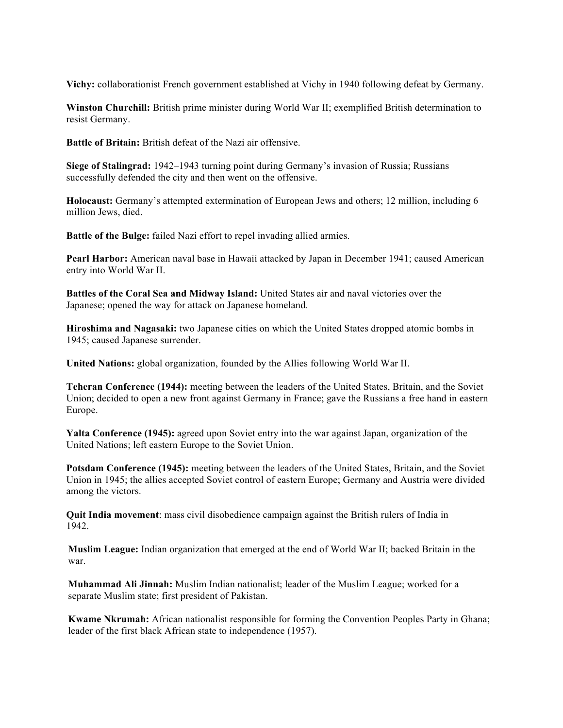**Vichy:** collaborationist French government established at Vichy in 1940 following defeat by Germany.

**Winston Churchill:** British prime minister during World War II; exemplified British determination to resist Germany.

**Battle of Britain:** British defeat of the Nazi air offensive.

**Siege of Stalingrad:** 1942–1943 turning point during Germany's invasion of Russia; Russians successfully defended the city and then went on the offensive.

**Holocaust:** Germany's attempted extermination of European Jews and others; 12 million, including 6 million Jews, died.

**Battle of the Bulge:** failed Nazi effort to repel invading allied armies.

**Pearl Harbor:** American naval base in Hawaii attacked by Japan in December 1941; caused American entry into World War II.

**Battles of the Coral Sea and Midway Island:** United States air and naval victories over the Japanese; opened the way for attack on Japanese homeland.

**Hiroshima and Nagasaki:** two Japanese cities on which the United States dropped atomic bombs in 1945; caused Japanese surrender.

**United Nations:** global organization, founded by the Allies following World War II.

**Teheran Conference (1944):** meeting between the leaders of the United States, Britain, and the Soviet Union; decided to open a new front against Germany in France; gave the Russians a free hand in eastern Europe.

**Yalta Conference (1945):** agreed upon Soviet entry into the war against Japan, organization of the United Nations; left eastern Europe to the Soviet Union.

**Potsdam Conference (1945):** meeting between the leaders of the United States, Britain, and the Soviet Union in 1945; the allies accepted Soviet control of eastern Europe; Germany and Austria were divided among the victors.

**Quit India movement**: mass civil disobedience campaign against the British rulers of India in 1942.

**Muslim League:** Indian organization that emerged at the end of World War II; backed Britain in the war.

**Muhammad Ali Jinnah:** Muslim Indian nationalist; leader of the Muslim League; worked for a separate Muslim state; first president of Pakistan.

**Kwame Nkrumah:** African nationalist responsible for forming the Convention Peoples Party in Ghana; leader of the first black African state to independence (1957).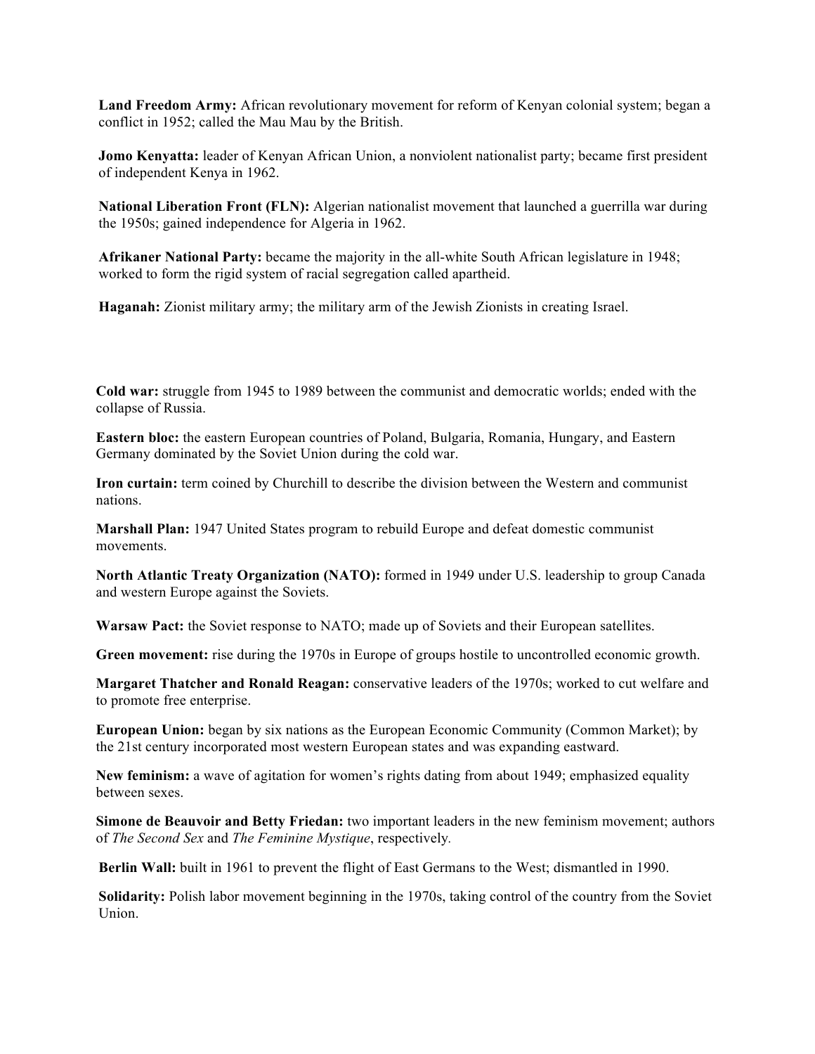**Land Freedom Army:** African revolutionary movement for reform of Kenyan colonial system; began a conflict in 1952; called the Mau Mau by the British.

**Jomo Kenyatta:** leader of Kenyan African Union, a nonviolent nationalist party; became first president of independent Kenya in 1962.

**National Liberation Front (FLN):** Algerian nationalist movement that launched a guerrilla war during the 1950s; gained independence for Algeria in 1962.

**Afrikaner National Party:** became the majority in the all-white South African legislature in 1948; worked to form the rigid system of racial segregation called apartheid.

**Haganah:** Zionist military army; the military arm of the Jewish Zionists in creating Israel.

**Cold war:** struggle from 1945 to 1989 between the communist and democratic worlds; ended with the collapse of Russia.

**Eastern bloc:** the eastern European countries of Poland, Bulgaria, Romania, Hungary, and Eastern Germany dominated by the Soviet Union during the cold war.

**Iron curtain:** term coined by Churchill to describe the division between the Western and communist nations.

**Marshall Plan:** 1947 United States program to rebuild Europe and defeat domestic communist movements.

**North Atlantic Treaty Organization (NATO):** formed in 1949 under U.S. leadership to group Canada and western Europe against the Soviets.

**Warsaw Pact:** the Soviet response to NATO; made up of Soviets and their European satellites.

**Green movement:** rise during the 1970s in Europe of groups hostile to uncontrolled economic growth.

**Margaret Thatcher and Ronald Reagan:** conservative leaders of the 1970s; worked to cut welfare and to promote free enterprise.

**European Union:** began by six nations as the European Economic Community (Common Market); by the 21st century incorporated most western European states and was expanding eastward.

**New feminism:** a wave of agitation for women's rights dating from about 1949; emphasized equality between sexes.

**Simone de Beauvoir and Betty Friedan:** two important leaders in the new feminism movement; authors of *The Second Sex* and *The Feminine Mystique*, respectively.

**Berlin Wall:** built in 1961 to prevent the flight of East Germans to the West; dismantled in 1990.

**Solidarity:** Polish labor movement beginning in the 1970s, taking control of the country from the Soviet Union.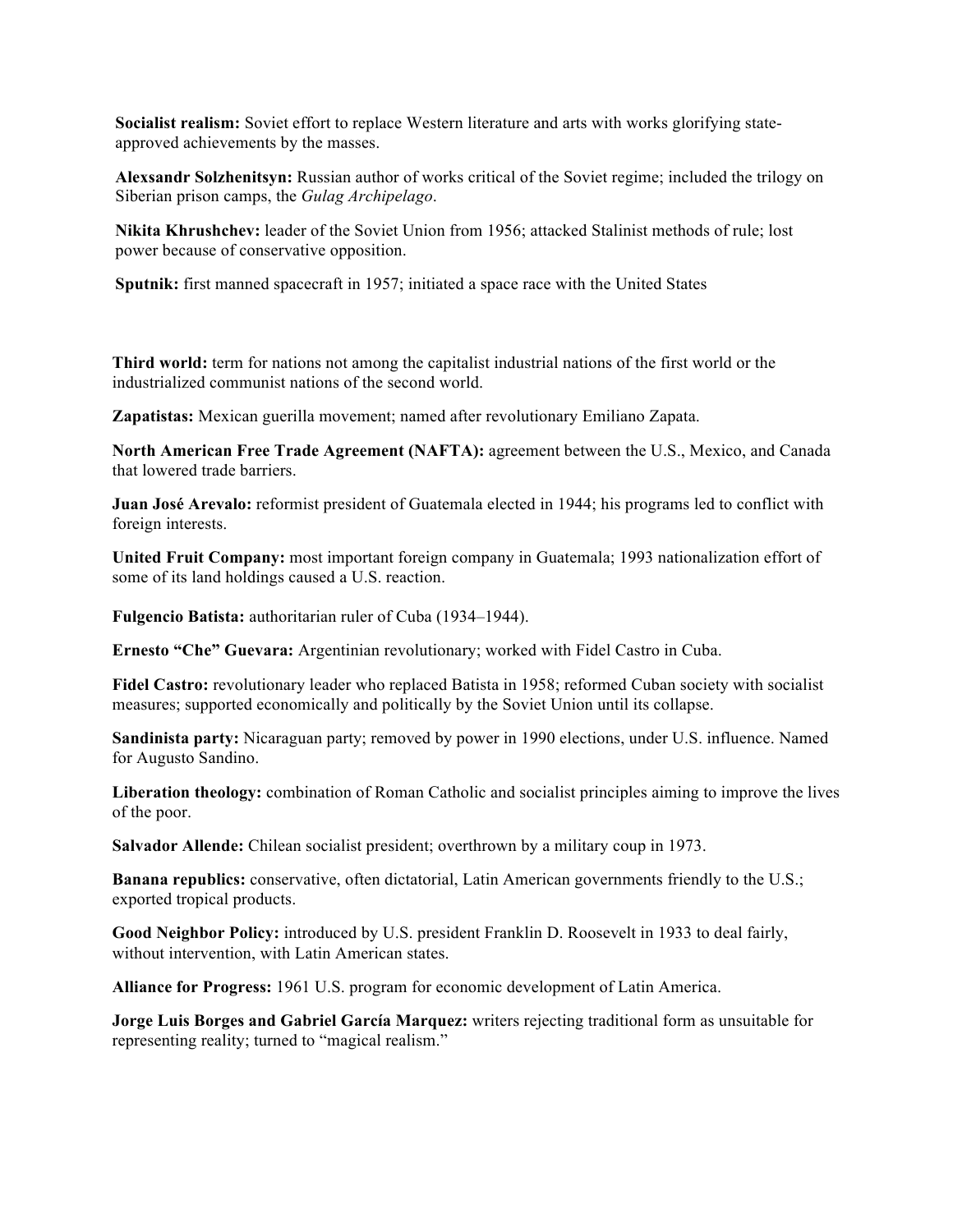**Socialist realism:** Soviet effort to replace Western literature and arts with works glorifying state-approved achievements by the masses.

**Alexsandr Solzhenitsyn:** Russian author of works critical of the Soviet regime; included the trilogy on Siberian prison camps, the *Gulag Archipelago*.

**Nikita Khrushchev:** leader of the Soviet Union from 1956; attacked Stalinist methods of rule; lost power because of conservative opposition.

**Sputnik:** first manned spacecraft in 1957; initiated a space race with the United States

**Third world:** term for nations not among the capitalist industrial nations of the first world or the industrialized communist nations of the second world.

**Zapatistas:** Mexican guerilla movement; named after revolutionary Emiliano Zapata.

**North American Free Trade Agreement (NAFTA):** agreement between the U.S., Mexico, and Canada that lowered trade barriers.

**Juan José Arevalo:** reformist president of Guatemala elected in 1944; his programs led to conflict with foreign interests.

**United Fruit Company:** most important foreign company in Guatemala; 1993 nationalization effort of some of its land holdings caused a U.S. reaction.

**Fulgencio Batista:** authoritarian ruler of Cuba (1934–1944).

**Ernesto "Che" Guevara:** Argentinian revolutionary; worked with Fidel Castro in Cuba.

**Fidel Castro:** revolutionary leader who replaced Batista in 1958; reformed Cuban society with socialist measures; supported economically and politically by the Soviet Union until its collapse.

**Sandinista party:** Nicaraguan party; removed by power in 1990 elections, under U.S. influence. Named for Augusto Sandino.

**Liberation theology:** combination of Roman Catholic and socialist principles aiming to improve the lives of the poor.

**Salvador Allende:** Chilean socialist president; overthrown by a military coup in 1973.

**Banana republics:** conservative, often dictatorial, Latin American governments friendly to the U.S.; exported tropical products.

**Good Neighbor Policy:** introduced by U.S. president Franklin D. Roosevelt in 1933 to deal fairly, without intervention, with Latin American states.

**Alliance for Progress:** 1961 U.S. program for economic development of Latin America.

**Jorge Luis Borges and Gabriel García Marquez:** writers rejecting traditional form as unsuitable for representing reality; turned to "magical realism."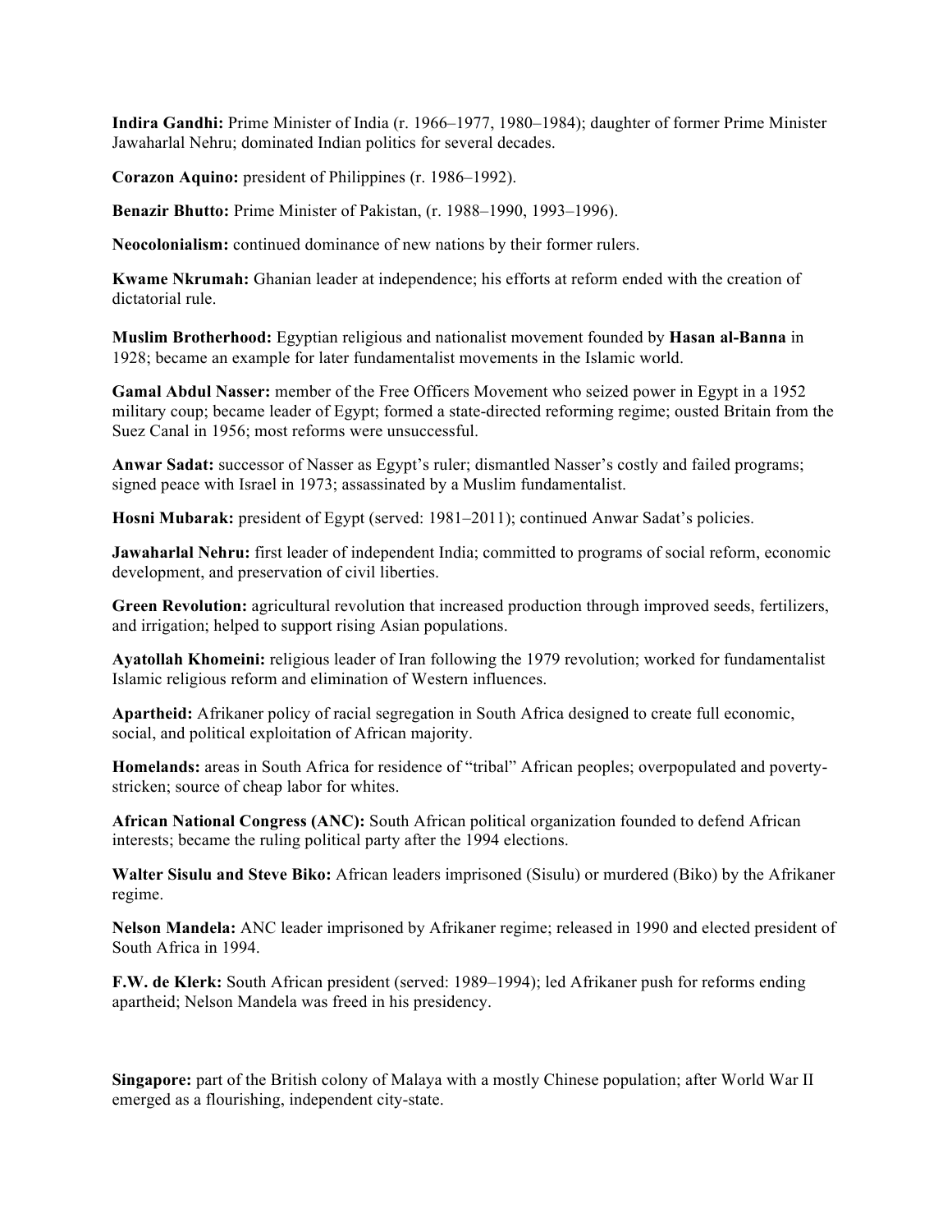**Indira Gandhi:** Prime Minister of India (r. 1966–1977, 1980–1984); daughter of former Prime Minister Jawaharlal Nehru; dominated Indian politics for several decades.

**Corazon Aquino:** president of Philippines (r. 1986–1992).

**Benazir Bhutto:** Prime Minister of Pakistan, (r. 1988–1990, 1993–1996).

**Neocolonialism:** continued dominance of new nations by their former rulers.

**Kwame Nkrumah:** Ghanian leader at independence; his efforts at reform ended with the creation of dictatorial rule.

**Muslim Brotherhood:** Egyptian religious and nationalist movement founded by **Hasan al-Banna** in 1928; became an example for later fundamentalist movements in the Islamic world.

**Gamal Abdul Nasser:** member of the Free Officers Movement who seized power in Egypt in a 1952 military coup; became leader of Egypt; formed a state-directed reforming regime; ousted Britain from the Suez Canal in 1956; most reforms were unsuccessful.

**Anwar Sadat:** successor of Nasser as Egypt's ruler; dismantled Nasser's costly and failed programs; signed peace with Israel in 1973; assassinated by a Muslim fundamentalist.

**Hosni Mubarak:** president of Egypt (served: 1981–2011); continued Anwar Sadat's policies.

**Jawaharlal Nehru:** first leader of independent India; committed to programs of social reform, economic development, and preservation of civil liberties.

**Green Revolution:** agricultural revolution that increased production through improved seeds, fertilizers, and irrigation; helped to support rising Asian populations.

**Ayatollah Khomeini:** religious leader of Iran following the 1979 revolution; worked for fundamentalist Islamic religious reform and elimination of Western influences.

**Apartheid:** Afrikaner policy of racial segregation in South Africa designed to create full economic, social, and political exploitation of African majority.

**Homelands:** areas in South Africa for residence of "tribal" African peoples; overpopulated and poverty-stricken; source of cheap labor for whites.

**African National Congress (ANC):** South African political organization founded to defend African interests; became the ruling political party after the 1994 elections.

**Walter Sisulu and Steve Biko:** African leaders imprisoned (Sisulu) or murdered (Biko) by the Afrikaner regime.

**Nelson Mandela:** ANC leader imprisoned by Afrikaner regime; released in 1990 and elected president of South Africa in 1994.

**F.W. de Klerk:** South African president (served: 1989–1994); led Afrikaner push for reforms ending apartheid; Nelson Mandela was freed in his presidency.

**Singapore:** part of the British colony of Malaya with a mostly Chinese population; after World War II emerged as a flourishing, independent city-state.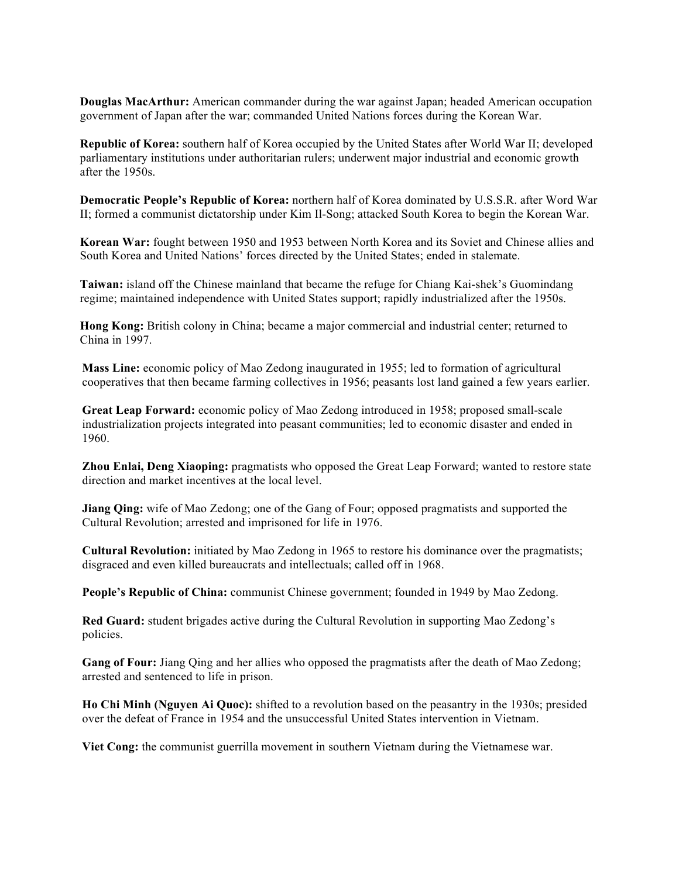**Douglas MacArthur:** American commander during the war against Japan; headed American occupation government of Japan after the war; commanded United Nations forces during the Korean War.

**Republic of Korea:** southern half of Korea occupied by the United States after World War II; developed parliamentary institutions under authoritarian rulers; underwent major industrial and economic growth after the 1950s.

**Democratic People's Republic of Korea:** northern half of Korea dominated by U.S.S.R. after Word War II; formed a communist dictatorship under Kim Il-Song; attacked South Korea to begin the Korean War.

**Korean War:** fought between 1950 and 1953 between North Korea and its Soviet and Chinese allies and South Korea and United Nations' forces directed by the United States; ended in stalemate.

**Taiwan:** island off the Chinese mainland that became the refuge for Chiang Kai-shek's Guomindang regime; maintained independence with United States support; rapidly industrialized after the 1950s.

**Hong Kong:** British colony in China; became a major commercial and industrial center; returned to China in 1997.

**Mass Line:** economic policy of Mao Zedong inaugurated in 1955; led to formation of agricultural cooperatives that then became farming collectives in 1956; peasants lost land gained a few years earlier.

**Great Leap Forward:** economic policy of Mao Zedong introduced in 1958; proposed small-scale industrialization projects integrated into peasant communities; led to economic disaster and ended in 1960.

**Zhou Enlai, Deng Xiaoping:** pragmatists who opposed the Great Leap Forward; wanted to restore state direction and market incentives at the local level.

**Jiang Qing:** wife of Mao Zedong; one of the Gang of Four; opposed pragmatists and supported the Cultural Revolution; arrested and imprisoned for life in 1976.

**Cultural Revolution:** initiated by Mao Zedong in 1965 to restore his dominance over the pragmatists; disgraced and even killed bureaucrats and intellectuals; called off in 1968.

**People's Republic of China:** communist Chinese government; founded in 1949 by Mao Zedong.

**Red Guard:** student brigades active during the Cultural Revolution in supporting Mao Zedong's policies.

**Gang of Four:** Jiang Qing and her allies who opposed the pragmatists after the death of Mao Zedong; arrested and sentenced to life in prison.

**Ho Chi Minh (Nguyen Ai Quoc):** shifted to a revolution based on the peasantry in the 1930s; presided over the defeat of France in 1954 and the unsuccessful United States intervention in Vietnam.

**Viet Cong:** the communist guerrilla movement in southern Vietnam during the Vietnamese war.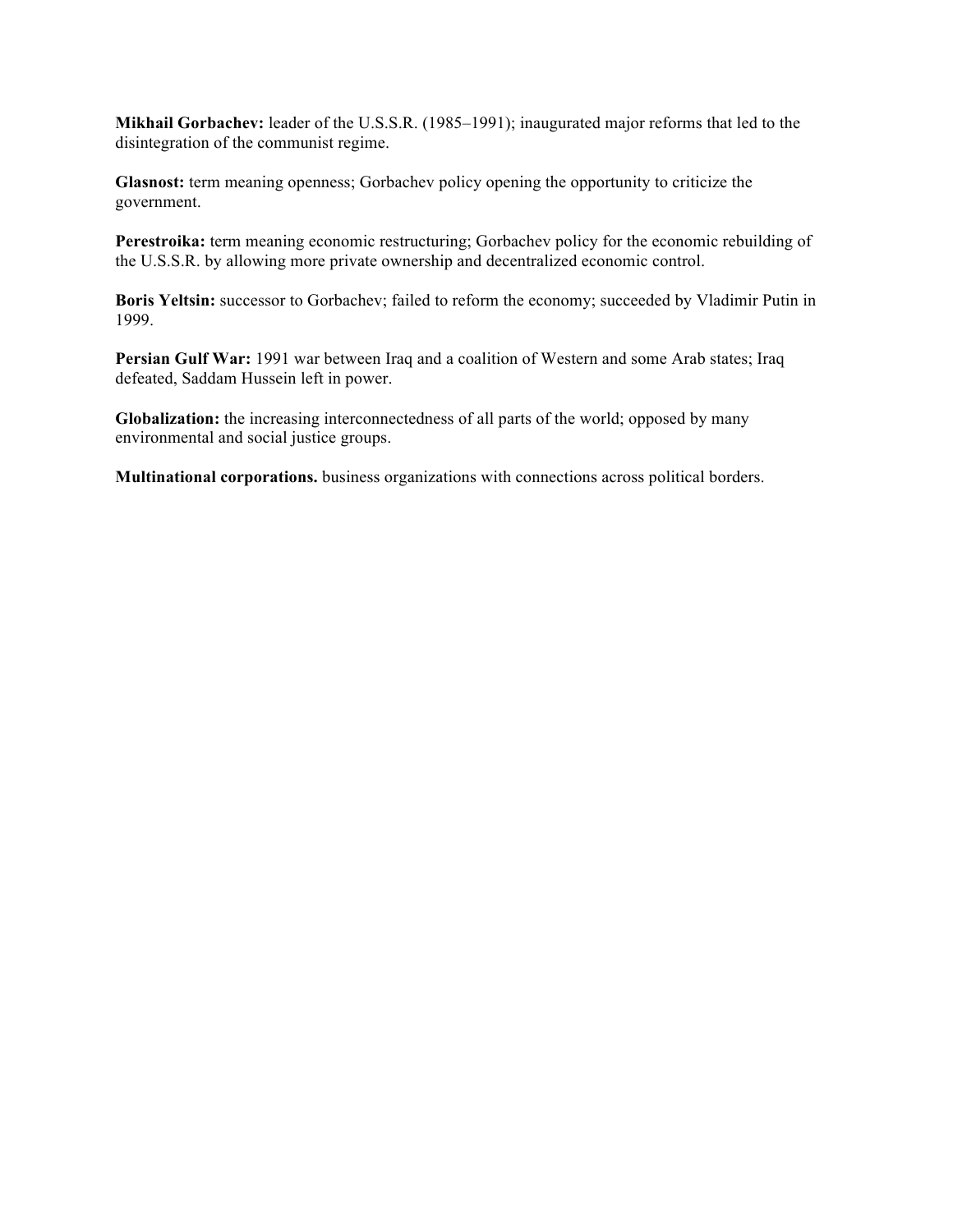**Mikhail Gorbachev:** leader of the U.S.S.R. (1985–1991); inaugurated major reforms that led to the disintegration of the communist regime.

**Glasnost:** term meaning openness; Gorbachev policy opening the opportunity to criticize the government.

**Perestroika:** term meaning economic restructuring; Gorbachev policy for the economic rebuilding of the U.S.S.R. by allowing more private ownership and decentralized economic control.

**Boris Yeltsin:** successor to Gorbachev; failed to reform the economy; succeeded by Vladimir Putin in 1999.

**Persian Gulf War:** 1991 war between Iraq and a coalition of Western and some Arab states; Iraq defeated, Saddam Hussein left in power.

**Globalization:** the increasing interconnectedness of all parts of the world; opposed by many environmental and social justice groups.

**Multinational corporations.** business organizations with connections across political borders.